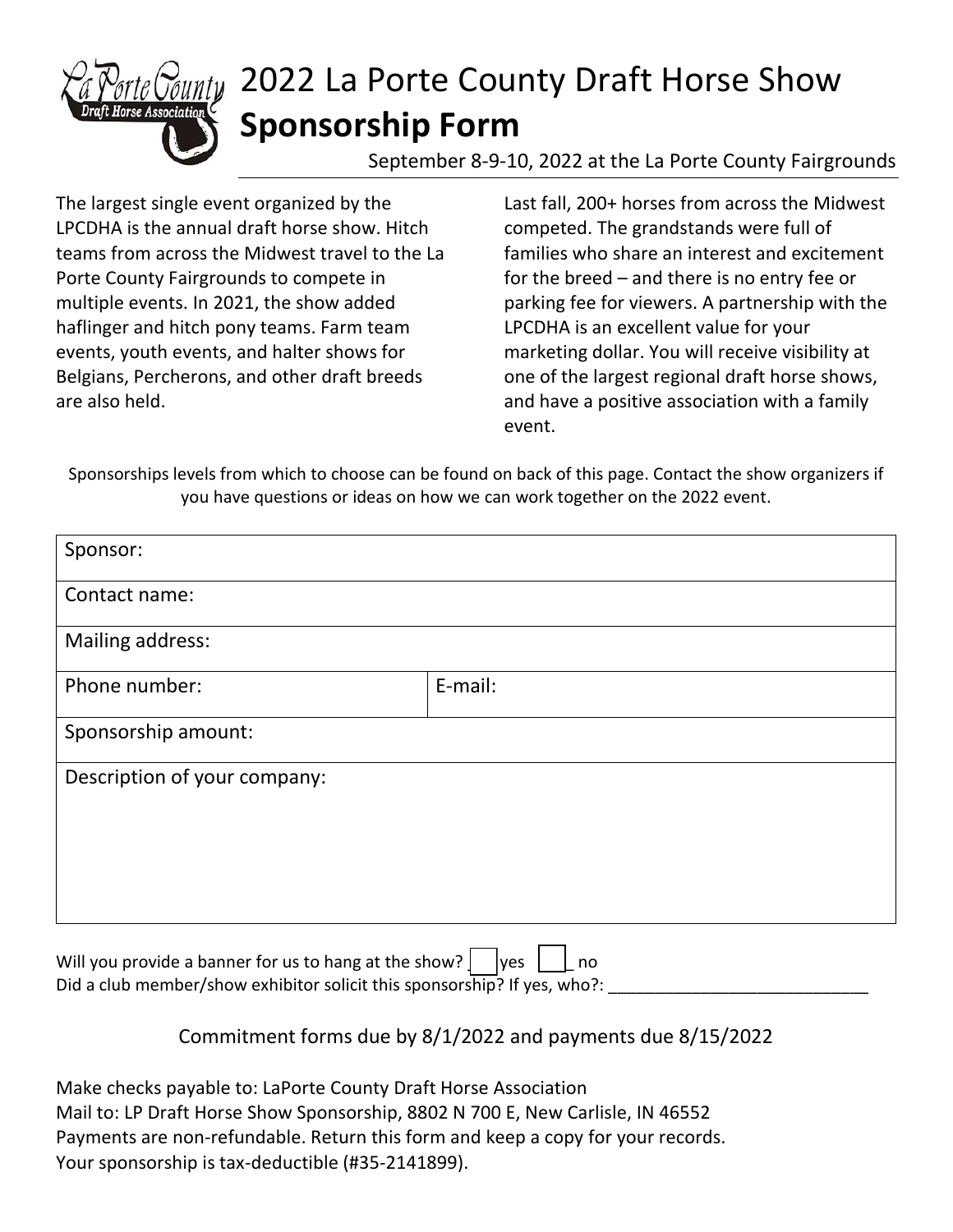# 2022 La Porte County Draft Horse Show **Sponsorship Form**

September 8-9-10, 2022 at the La Porte County Fairgrounds

The largest single event organized by the LPCDHA is the annual draft horse show. Hitch teams from across the Midwest travel to the La Porte County Fairgrounds to compete in multiple events. In 2021, the show added haflinger and hitch pony teams. Farm team events, youth events, and halter shows for Belgians, Percherons, and other draft breeds are also held.

Last fall, 200+ horses from across the Midwest competed. The grandstands were full of families who share an interest and excitement for the breed – and there is no entry fee or parking fee for viewers. A partnership with the LPCDHA is an excellent value for your marketing dollar. You will receive visibility at one of the largest regional draft horse shows, and have a positive association with a family event.

Sponsorships levels from which to choose can be found on back of this page. Contact the show organizers if you have questions or ideas on how we can work together on the 2022 event.

| Sponsor: | |
|---|---|
| Contact name: | |
| Mailing address: | |
| Phone number: | E-mail: |
| Sponsorship amount: | |
| Description of your company: | |

Will you provide a banner for us to hang at the show? ☐ yes ☐ no

Did a club member/show exhibitor solicit this sponsorship? If yes, who?: ____________________________

Commitment forms due by 8/1/2022 and payments due 8/15/2022

Make checks payable to: LaPorte County Draft Horse Association
Mail to: LP Draft Horse Show Sponsorship, 8802 N 700 E, New Carlisle, IN 46552
Payments are non-refundable. Return this form and keep a copy for your records.
Your sponsorship is tax-deductible (#35-2141899).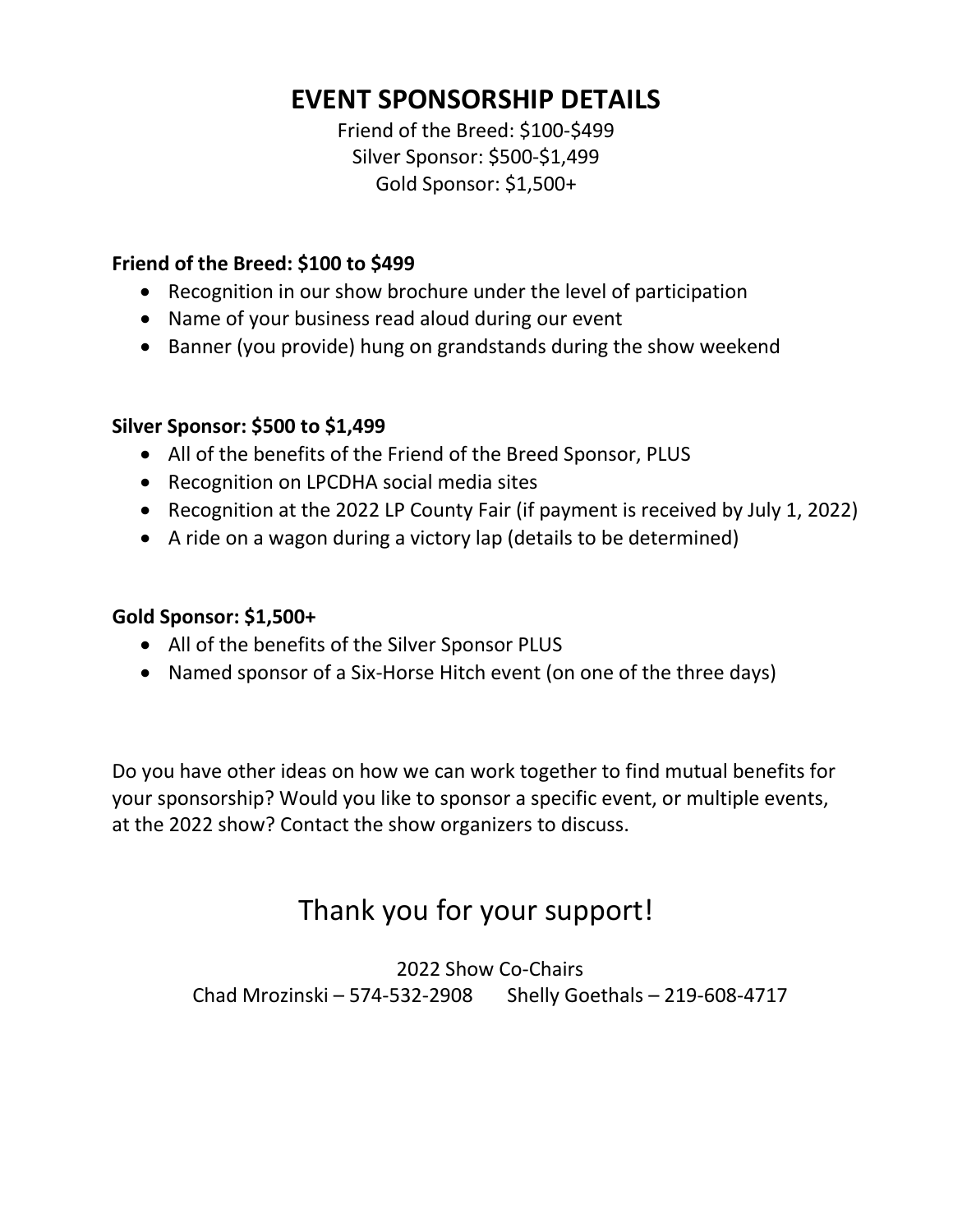# EVENT SPONSORSHIP DETAILS

Friend of the Breed: $100-$499
Silver Sponsor: $500-$1,499
Gold Sponsor: $1,500+

**Friend of the Breed: $100 to $499**

- Recognition in our show brochure under the level of participation
- Name of your business read aloud during our event
- Banner (you provide) hung on grandstands during the show weekend

**Silver Sponsor: $500 to $1,499**

- All of the benefits of the Friend of the Breed Sponsor, PLUS
- Recognition on LPCDHA social media sites
- Recognition at the 2022 LP County Fair (if payment is received by July 1, 2022)
- A ride on a wagon during a victory lap (details to be determined)

**Gold Sponsor: $1,500+**

- All of the benefits of the Silver Sponsor PLUS
- Named sponsor of a Six-Horse Hitch event (on one of the three days)

Do you have other ideas on how we can work together to find mutual benefits for your sponsorship? Would you like to sponsor a specific event, or multiple events, at the 2022 show? Contact the show organizers to discuss.

## Thank you for your support!

2022 Show Co-Chairs
Chad Mrozinski – 574-532-2908 Shelly Goethals – 219-608-4717